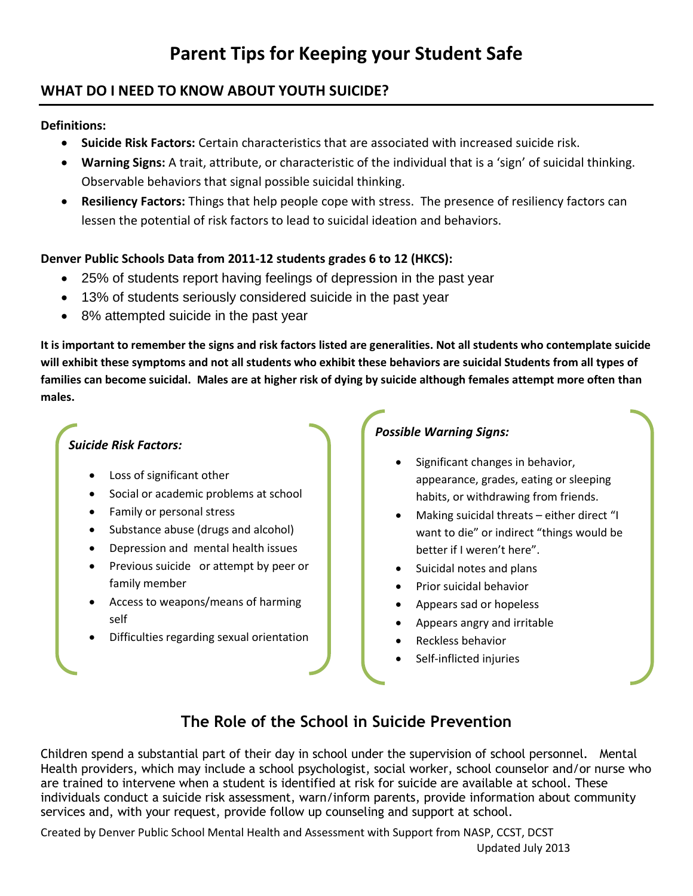# Parent Tips for Keeping your Student Safe

## WHAT DO I NEED TO KNOW ABOUT YOUTH SUICIDE?

**Definitions:**

- **Suicide Risk Factors:** Certain characteristics that are associated with increased suicide risk.
- **Warning Signs:** A trait, attribute, or characteristic of the individual that is a 'sign' of suicidal thinking. Observable behaviors that signal possible suicidal thinking.
- **Resiliency Factors:** Things that help people cope with stress. The presence of resiliency factors can lessen the potential of risk factors to lead to suicidal ideation and behaviors.

**Denver Public Schools Data from 2011-12 students grades 6 to 12 (HKCS):**

- 25% of students report having feelings of depression in the past year
- 13% of students seriously considered suicide in the past year
- 8% attempted suicide in the past year

**It is important to remember the signs and risk factors listed are generalities. Not all students who contemplate suicide will exhibit these symptoms and not all students who exhibit these behaviors are suicidal Students from all types of families can become suicidal. Males are at higher risk of dying by suicide although females attempt more often than males.**

***Suicide Risk Factors:***

- Loss of significant other
- Social or academic problems at school
- Family or personal stress
- Substance abuse (drugs and alcohol)
- Depression and mental health issues
- Previous suicide or attempt by peer or family member
- Access to weapons/means of harming self
- Difficulties regarding sexual orientation

***Possible Warning Signs:***

- Significant changes in behavior, appearance, grades, eating or sleeping habits, or withdrawing from friends.
- Making suicidal threats – either direct "I want to die" or indirect "things would be better if I weren't here".
- Suicidal notes and plans
- Prior suicidal behavior
- Appears sad or hopeless
- Appears angry and irritable
- Reckless behavior
- Self-inflicted injuries

## The Role of the School in Suicide Prevention

Children spend a substantial part of their day in school under the supervision of school personnel. Mental Health providers, which may include a school psychologist, social worker, school counselor and/or nurse who are trained to intervene when a student is identified at risk for suicide are available at school. These individuals conduct a suicide risk assessment, warn/inform parents, provide information about community services and, with your request, provide follow up counseling and support at school.

Created by Denver Public School Mental Health and Assessment with Support from NASP, CCST, DCST

Updated July 2013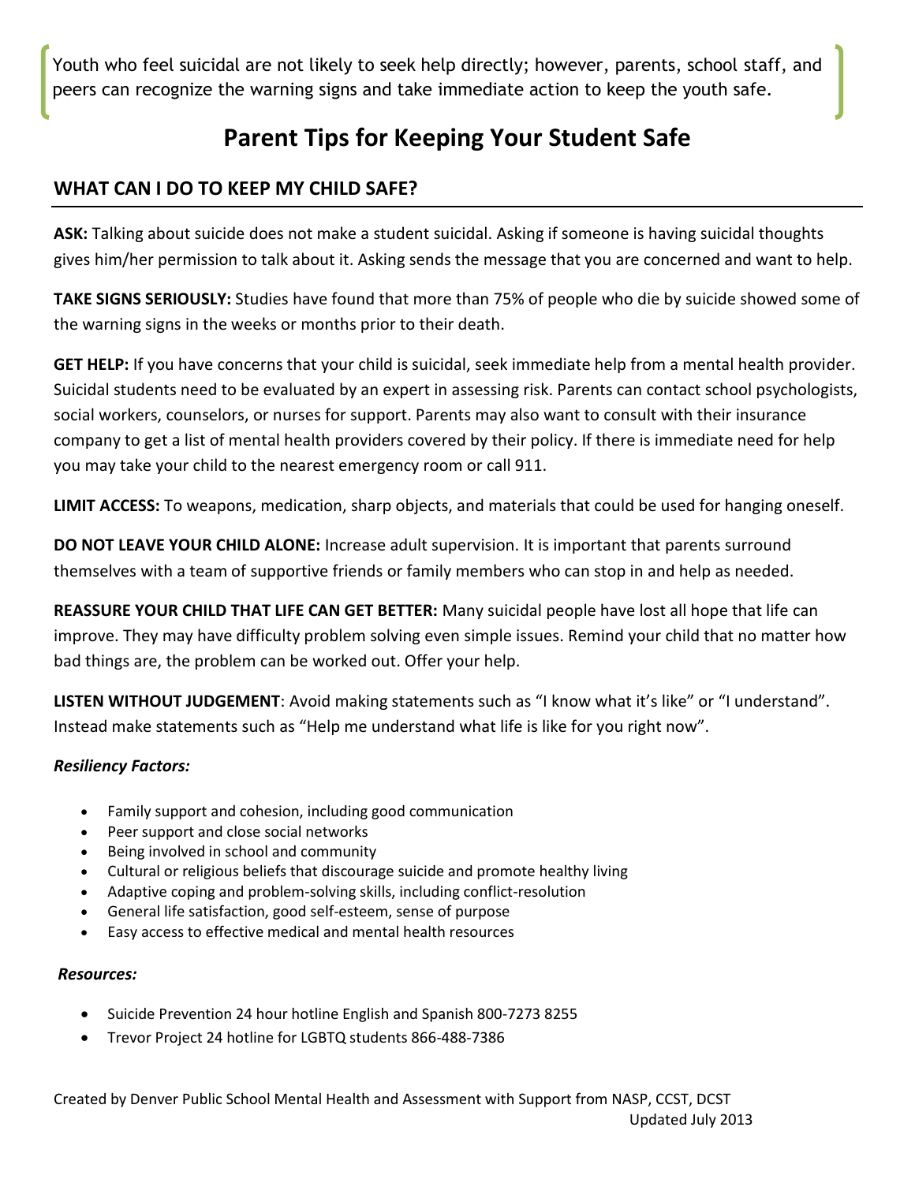Youth who feel suicidal are not likely to seek help directly; however, parents, school staff, and peers can recognize the warning signs and take immediate action to keep the youth safe.

# Parent Tips for Keeping Your Student Safe

## WHAT CAN I DO TO KEEP MY CHILD SAFE?

**ASK:** Talking about suicide does not make a student suicidal. Asking if someone is having suicidal thoughts gives him/her permission to talk about it. Asking sends the message that you are concerned and want to help.

**TAKE SIGNS SERIOUSLY:** Studies have found that more than 75% of people who die by suicide showed some of the warning signs in the weeks or months prior to their death.

**GET HELP:** If you have concerns that your child is suicidal, seek immediate help from a mental health provider. Suicidal students need to be evaluated by an expert in assessing risk. Parents can contact school psychologists, social workers, counselors, or nurses for support. Parents may also want to consult with their insurance company to get a list of mental health providers covered by their policy. If there is immediate need for help you may take your child to the nearest emergency room or call 911.

**LIMIT ACCESS:** To weapons, medication, sharp objects, and materials that could be used for hanging oneself.

**DO NOT LEAVE YOUR CHILD ALONE:** Increase adult supervision. It is important that parents surround themselves with a team of supportive friends or family members who can stop in and help as needed.

**REASSURE YOUR CHILD THAT LIFE CAN GET BETTER:** Many suicidal people have lost all hope that life can improve. They may have difficulty problem solving even simple issues. Remind your child that no matter how bad things are, the problem can be worked out. Offer your help.

**LISTEN WITHOUT JUDGEMENT**: Avoid making statements such as "I know what it's like" or "I understand". Instead make statements such as "Help me understand what life is like for you right now".

***Resiliency Factors:***

- Family support and cohesion, including good communication
- Peer support and close social networks
- Being involved in school and community
- Cultural or religious beliefs that discourage suicide and promote healthy living
- Adaptive coping and problem-solving skills, including conflict-resolution
- General life satisfaction, good self-esteem, sense of purpose
- Easy access to effective medical and mental health resources

***Resources:***

- Suicide Prevention 24 hour hotline English and Spanish 800-7273 8255
- Trevor Project 24 hotline for LGBTQ students 866-488-7386

Created by Denver Public School Mental Health and Assessment with Support from NASP, CCST, DCST

Updated July 2013